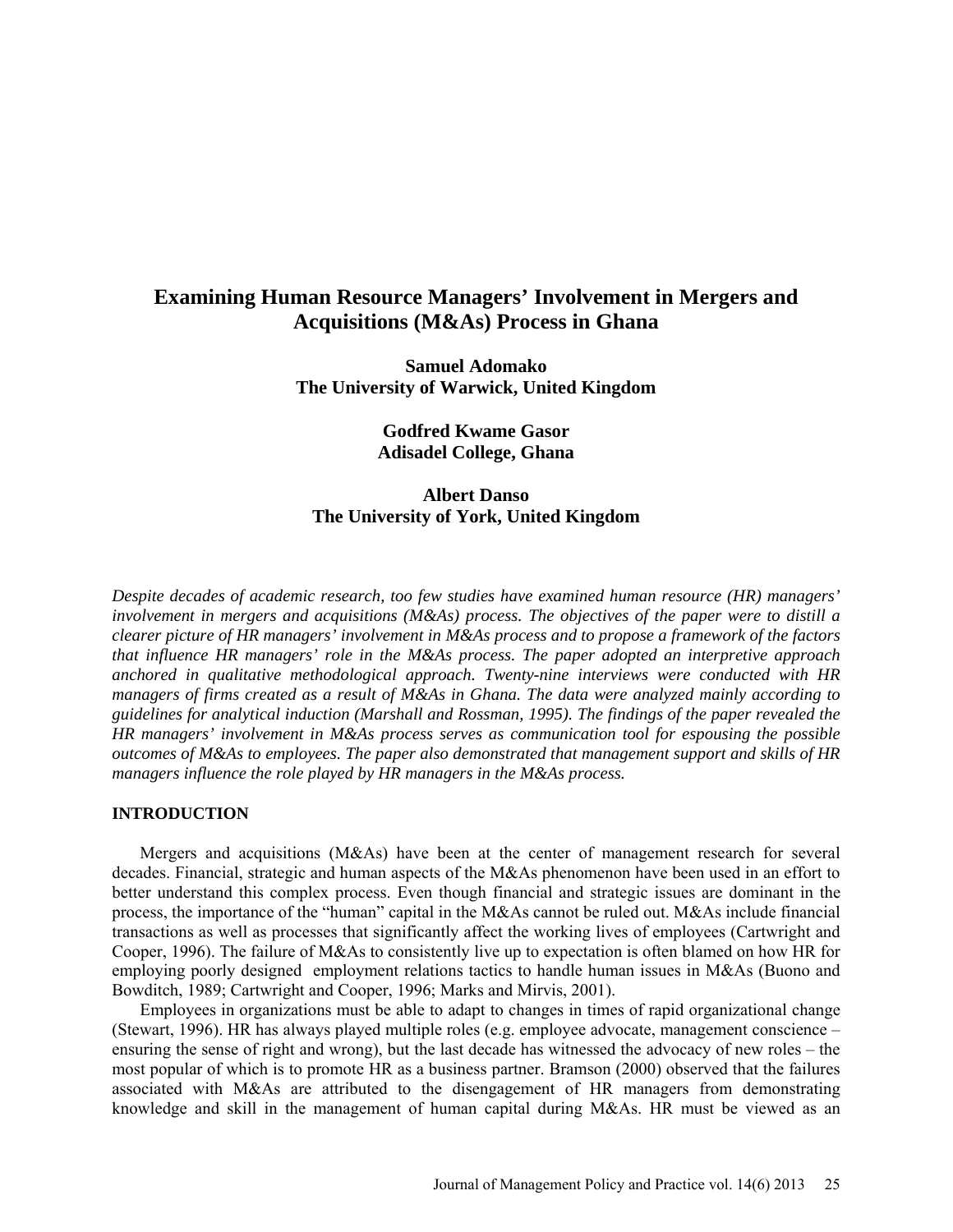# Examining Human Resource Managers' Involvement in Mergers and Acquisitions (M&As) Process in Ghana

**Samuel Adomako**
**The University of Warwick, United Kingdom**

**Godfred Kwame Gasor**
**Adisadel College, Ghana**

**Albert Danso**
**The University of York, United Kingdom**

*Despite decades of academic research, too few studies have examined human resource (HR) managers' involvement in mergers and acquisitions (M&As) process. The objectives of the paper were to distill a clearer picture of HR managers' involvement in M&As process and to propose a framework of the factors that influence HR managers' role in the M&As process. The paper adopted an interpretive approach anchored in qualitative methodological approach. Twenty-nine interviews were conducted with HR managers of firms created as a result of M&As in Ghana. The data were analyzed mainly according to guidelines for analytical induction (Marshall and Rossman, 1995). The findings of the paper revealed the HR managers' involvement in M&As process serves as communication tool for espousing the possible outcomes of M&As to employees. The paper also demonstrated that management support and skills of HR managers influence the role played by HR managers in the M&As process.*

## INTRODUCTION

Mergers and acquisitions (M&As) have been at the center of management research for several decades. Financial, strategic and human aspects of the M&As phenomenon have been used in an effort to better understand this complex process. Even though financial and strategic issues are dominant in the process, the importance of the "human" capital in the M&As cannot be ruled out. M&As include financial transactions as well as processes that significantly affect the working lives of employees (Cartwright and Cooper, 1996). The failure of M&As to consistently live up to expectation is often blamed on how HR for employing poorly designed employment relations tactics to handle human issues in M&As (Buono and Bowditch, 1989; Cartwright and Cooper, 1996; Marks and Mirvis, 2001).

Employees in organizations must be able to adapt to changes in times of rapid organizational change (Stewart, 1996). HR has always played multiple roles (e.g. employee advocate, management conscience – ensuring the sense of right and wrong), but the last decade has witnessed the advocacy of new roles – the most popular of which is to promote HR as a business partner. Bramson (2000) observed that the failures associated with M&As are attributed to the disengagement of HR managers from demonstrating knowledge and skill in the management of human capital during M&As. HR must be viewed as an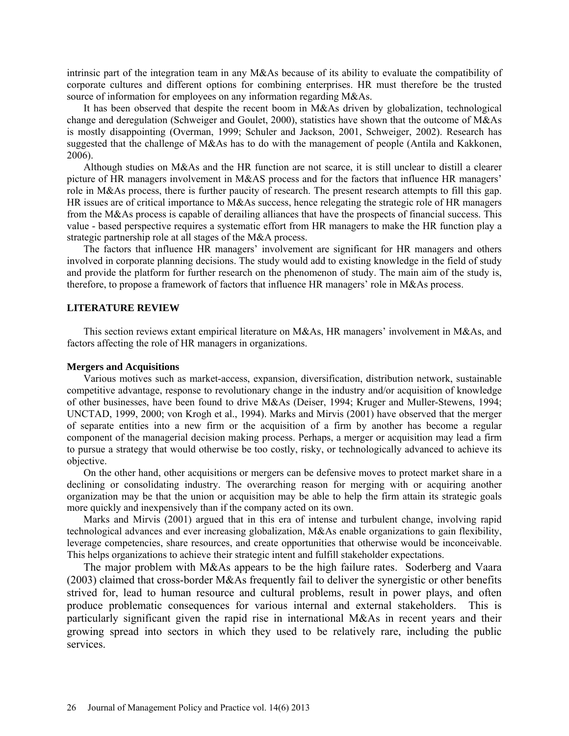intrinsic part of the integration team in any M&As because of its ability to evaluate the compatibility of corporate cultures and different options for combining enterprises. HR must therefore be the trusted source of information for employees on any information regarding M&As.

It has been observed that despite the recent boom in M&As driven by globalization, technological change and deregulation (Schweiger and Goulet, 2000), statistics have shown that the outcome of M&As is mostly disappointing (Overman, 1999; Schuler and Jackson, 2001, Schweiger, 2002). Research has suggested that the challenge of M&As has to do with the management of people (Antila and Kakkonen, 2006).

Although studies on M&As and the HR function are not scarce, it is still unclear to distill a clearer picture of HR managers involvement in M&AS process and for the factors that influence HR managers' role in M&As process, there is further paucity of research. The present research attempts to fill this gap. HR issues are of critical importance to M&As success, hence relegating the strategic role of HR managers from the M&As process is capable of derailing alliances that have the prospects of financial success. This value - based perspective requires a systematic effort from HR managers to make the HR function play a strategic partnership role at all stages of the M&A process.

The factors that influence HR managers' involvement are significant for HR managers and others involved in corporate planning decisions. The study would add to existing knowledge in the field of study and provide the platform for further research on the phenomenon of study. The main aim of the study is, therefore, to propose a framework of factors that influence HR managers' role in M&As process.

## LITERATURE REVIEW

This section reviews extant empirical literature on M&As, HR managers' involvement in M&As, and factors affecting the role of HR managers in organizations.

### Mergers and Acquisitions

Various motives such as market-access, expansion, diversification, distribution network, sustainable competitive advantage, response to revolutionary change in the industry and/or acquisition of knowledge of other businesses, have been found to drive M&As (Deiser, 1994; Kruger and Muller-Stewens, 1994; UNCTAD, 1999, 2000; von Krogh et al., 1994). Marks and Mirvis (2001) have observed that the merger of separate entities into a new firm or the acquisition of a firm by another has become a regular component of the managerial decision making process. Perhaps, a merger or acquisition may lead a firm to pursue a strategy that would otherwise be too costly, risky, or technologically advanced to achieve its objective.

On the other hand, other acquisitions or mergers can be defensive moves to protect market share in a declining or consolidating industry. The overarching reason for merging with or acquiring another organization may be that the union or acquisition may be able to help the firm attain its strategic goals more quickly and inexpensively than if the company acted on its own.

Marks and Mirvis (2001) argued that in this era of intense and turbulent change, involving rapid technological advances and ever increasing globalization, M&As enable organizations to gain flexibility, leverage competencies, share resources, and create opportunities that otherwise would be inconceivable. This helps organizations to achieve their strategic intent and fulfill stakeholder expectations.

The major problem with M&As appears to be the high failure rates. Soderberg and Vaara (2003) claimed that cross-border M&As frequently fail to deliver the synergistic or other benefits strived for, lead to human resource and cultural problems, result in power plays, and often produce problematic consequences for various internal and external stakeholders. This is particularly significant given the rapid rise in international M&As in recent years and their growing spread into sectors in which they used to be relatively rare, including the public services.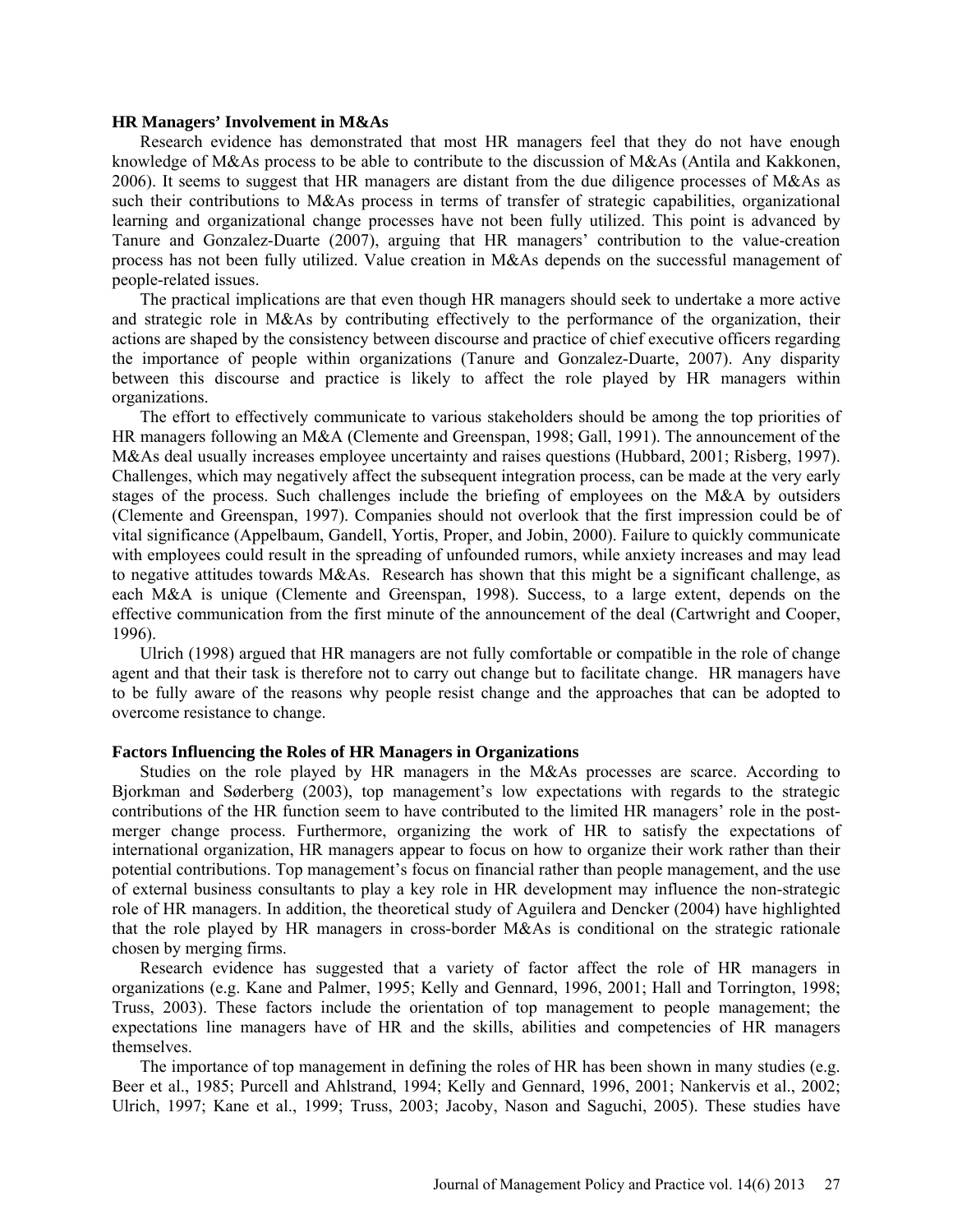### HR Managers' Involvement in M&As

Research evidence has demonstrated that most HR managers feel that they do not have enough knowledge of M&As process to be able to contribute to the discussion of M&As (Antila and Kakkonen, 2006). It seems to suggest that HR managers are distant from the due diligence processes of M&As as such their contributions to M&As process in terms of transfer of strategic capabilities, organizational learning and organizational change processes have not been fully utilized. This point is advanced by Tanure and Gonzalez-Duarte (2007), arguing that HR managers' contribution to the value-creation process has not been fully utilized. Value creation in M&As depends on the successful management of people-related issues.

The practical implications are that even though HR managers should seek to undertake a more active and strategic role in M&As by contributing effectively to the performance of the organization, their actions are shaped by the consistency between discourse and practice of chief executive officers regarding the importance of people within organizations (Tanure and Gonzalez-Duarte, 2007). Any disparity between this discourse and practice is likely to affect the role played by HR managers within organizations.

The effort to effectively communicate to various stakeholders should be among the top priorities of HR managers following an M&A (Clemente and Greenspan, 1998; Gall, 1991). The announcement of the M&As deal usually increases employee uncertainty and raises questions (Hubbard, 2001; Risberg, 1997). Challenges, which may negatively affect the subsequent integration process, can be made at the very early stages of the process. Such challenges include the briefing of employees on the M&A by outsiders (Clemente and Greenspan, 1997). Companies should not overlook that the first impression could be of vital significance (Appelbaum, Gandell, Yortis, Proper, and Jobin, 2000). Failure to quickly communicate with employees could result in the spreading of unfounded rumors, while anxiety increases and may lead to negative attitudes towards M&As. Research has shown that this might be a significant challenge, as each M&A is unique (Clemente and Greenspan, 1998). Success, to a large extent, depends on the effective communication from the first minute of the announcement of the deal (Cartwright and Cooper, 1996).

Ulrich (1998) argued that HR managers are not fully comfortable or compatible in the role of change agent and that their task is therefore not to carry out change but to facilitate change. HR managers have to be fully aware of the reasons why people resist change and the approaches that can be adopted to overcome resistance to change.

### Factors Influencing the Roles of HR Managers in Organizations

Studies on the role played by HR managers in the M&As processes are scarce. According to Bjorkman and Søderberg (2003), top management's low expectations with regards to the strategic contributions of the HR function seem to have contributed to the limited HR managers' role in the post-merger change process. Furthermore, organizing the work of HR to satisfy the expectations of international organization, HR managers appear to focus on how to organize their work rather than their potential contributions. Top management's focus on financial rather than people management, and the use of external business consultants to play a key role in HR development may influence the non-strategic role of HR managers. In addition, the theoretical study of Aguilera and Dencker (2004) have highlighted that the role played by HR managers in cross-border M&As is conditional on the strategic rationale chosen by merging firms.

Research evidence has suggested that a variety of factor affect the role of HR managers in organizations (e.g. Kane and Palmer, 1995; Kelly and Gennard, 1996, 2001; Hall and Torrington, 1998; Truss, 2003). These factors include the orientation of top management to people management; the expectations line managers have of HR and the skills, abilities and competencies of HR managers themselves.

The importance of top management in defining the roles of HR has been shown in many studies (e.g. Beer et al., 1985; Purcell and Ahlstrand, 1994; Kelly and Gennard, 1996, 2001; Nankervis et al., 2002; Ulrich, 1997; Kane et al., 1999; Truss, 2003; Jacoby, Nason and Saguchi, 2005). These studies have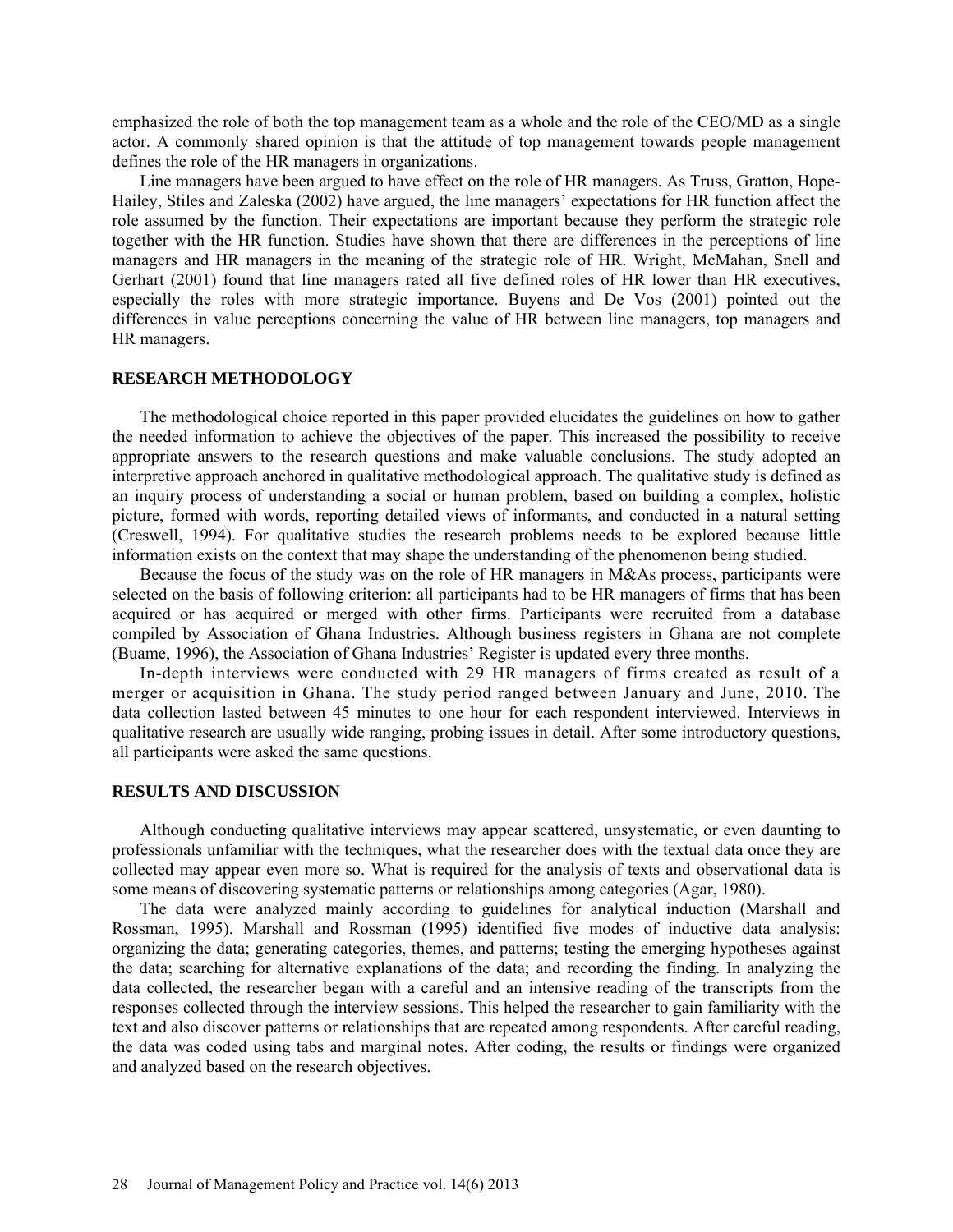emphasized the role of both the top management team as a whole and the role of the CEO/MD as a single actor. A commonly shared opinion is that the attitude of top management towards people management defines the role of the HR managers in organizations.

Line managers have been argued to have effect on the role of HR managers. As Truss, Gratton, Hope-Hailey, Stiles and Zaleska (2002) have argued, the line managers' expectations for HR function affect the role assumed by the function. Their expectations are important because they perform the strategic role together with the HR function. Studies have shown that there are differences in the perceptions of line managers and HR managers in the meaning of the strategic role of HR. Wright, McMahan, Snell and Gerhart (2001) found that line managers rated all five defined roles of HR lower than HR executives, especially the roles with more strategic importance. Buyens and De Vos (2001) pointed out the differences in value perceptions concerning the value of HR between line managers, top managers and HR managers.

## RESEARCH METHODOLOGY

The methodological choice reported in this paper provided elucidates the guidelines on how to gather the needed information to achieve the objectives of the paper. This increased the possibility to receive appropriate answers to the research questions and make valuable conclusions. The study adopted an interpretive approach anchored in qualitative methodological approach. The qualitative study is defined as an inquiry process of understanding a social or human problem, based on building a complex, holistic picture, formed with words, reporting detailed views of informants, and conducted in a natural setting (Creswell, 1994). For qualitative studies the research problems needs to be explored because little information exists on the context that may shape the understanding of the phenomenon being studied.

Because the focus of the study was on the role of HR managers in M&As process, participants were selected on the basis of following criterion: all participants had to be HR managers of firms that has been acquired or has acquired or merged with other firms. Participants were recruited from a database compiled by Association of Ghana Industries. Although business registers in Ghana are not complete (Buame, 1996), the Association of Ghana Industries' Register is updated every three months.

In-depth interviews were conducted with 29 HR managers of firms created as result of a merger or acquisition in Ghana. The study period ranged between January and June, 2010. The data collection lasted between 45 minutes to one hour for each respondent interviewed. Interviews in qualitative research are usually wide ranging, probing issues in detail. After some introductory questions, all participants were asked the same questions.

## RESULTS AND DISCUSSION

Although conducting qualitative interviews may appear scattered, unsystematic, or even daunting to professionals unfamiliar with the techniques, what the researcher does with the textual data once they are collected may appear even more so. What is required for the analysis of texts and observational data is some means of discovering systematic patterns or relationships among categories (Agar, 1980).

The data were analyzed mainly according to guidelines for analytical induction (Marshall and Rossman, 1995). Marshall and Rossman (1995) identified five modes of inductive data analysis: organizing the data; generating categories, themes, and patterns; testing the emerging hypotheses against the data; searching for alternative explanations of the data; and recording the finding. In analyzing the data collected, the researcher began with a careful and an intensive reading of the transcripts from the responses collected through the interview sessions. This helped the researcher to gain familiarity with the text and also discover patterns or relationships that are repeated among respondents. After careful reading, the data was coded using tabs and marginal notes. After coding, the results or findings were organized and analyzed based on the research objectives.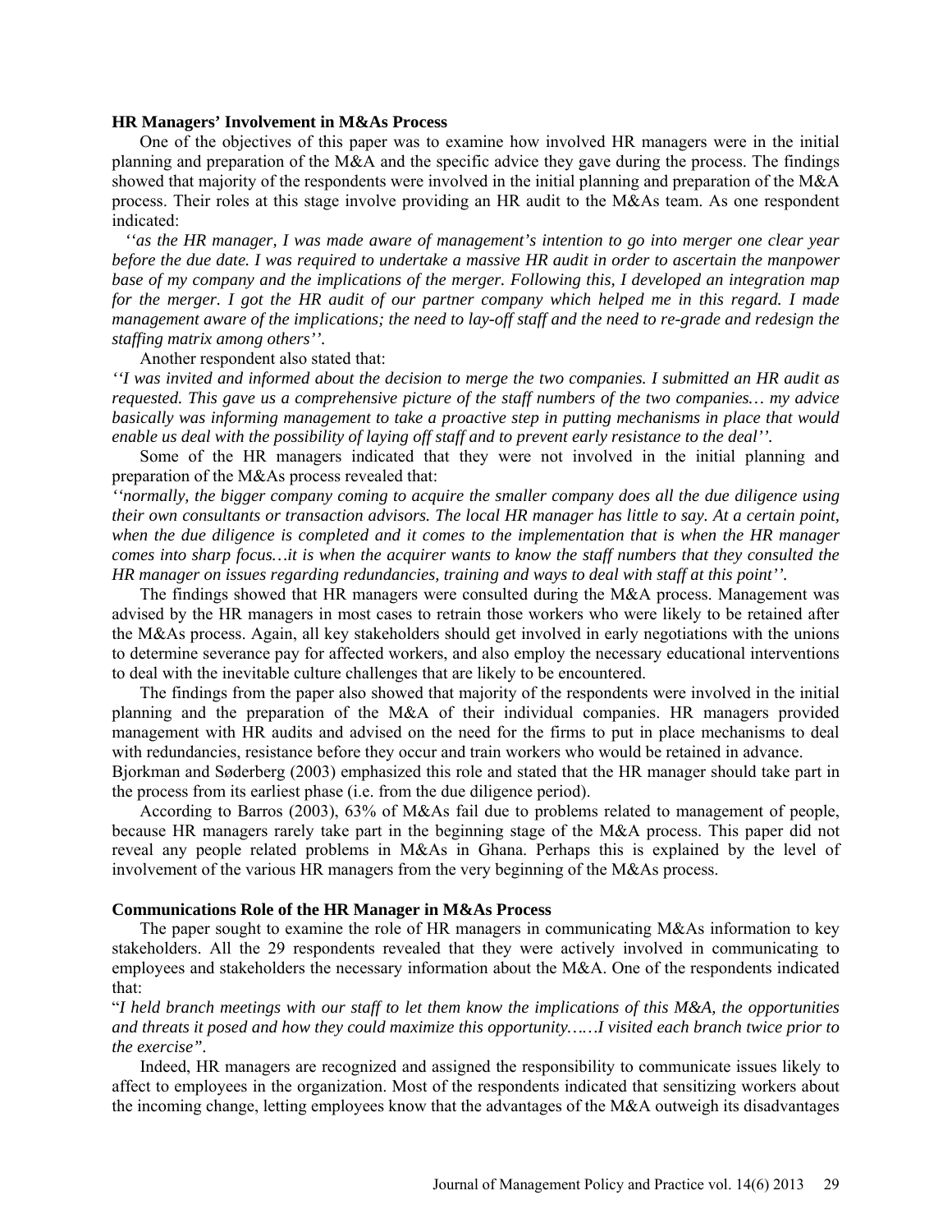### HR Managers' Involvement in M&As Process

One of the objectives of this paper was to examine how involved HR managers were in the initial planning and preparation of the M&A and the specific advice they gave during the process. The findings showed that majority of the respondents were involved in the initial planning and preparation of the M&A process. Their roles at this stage involve providing an HR audit to the M&As team. As one respondent indicated:

*''as the HR manager, I was made aware of management's intention to go into merger one clear year before the due date. I was required to undertake a massive HR audit in order to ascertain the manpower base of my company and the implications of the merger. Following this, I developed an integration map for the merger. I got the HR audit of our partner company which helped me in this regard. I made management aware of the implications; the need to lay-off staff and the need to re-grade and redesign the staffing matrix among others''.*

Another respondent also stated that:

*''I was invited and informed about the decision to merge the two companies. I submitted an HR audit as requested. This gave us a comprehensive picture of the staff numbers of the two companies… my advice basically was informing management to take a proactive step in putting mechanisms in place that would enable us deal with the possibility of laying off staff and to prevent early resistance to the deal''.*

Some of the HR managers indicated that they were not involved in the initial planning and preparation of the M&As process revealed that:

*''normally, the bigger company coming to acquire the smaller company does all the due diligence using their own consultants or transaction advisors. The local HR manager has little to say. At a certain point, when the due diligence is completed and it comes to the implementation that is when the HR manager comes into sharp focus…it is when the acquirer wants to know the staff numbers that they consulted the HR manager on issues regarding redundancies, training and ways to deal with staff at this point''.*

The findings showed that HR managers were consulted during the M&A process. Management was advised by the HR managers in most cases to retrain those workers who were likely to be retained after the M&As process. Again, all key stakeholders should get involved in early negotiations with the unions to determine severance pay for affected workers, and also employ the necessary educational interventions to deal with the inevitable culture challenges that are likely to be encountered.

The findings from the paper also showed that majority of the respondents were involved in the initial planning and the preparation of the M&A of their individual companies. HR managers provided management with HR audits and advised on the need for the firms to put in place mechanisms to deal with redundancies, resistance before they occur and train workers who would be retained in advance. Bjorkman and Søderberg (2003) emphasized this role and stated that the HR manager should take part in the process from its earliest phase (i.e. from the due diligence period).

According to Barros (2003), 63% of M&As fail due to problems related to management of people, because HR managers rarely take part in the beginning stage of the M&A process. This paper did not reveal any people related problems in M&As in Ghana. Perhaps this is explained by the level of involvement of the various HR managers from the very beginning of the M&As process.

### Communications Role of the HR Manager in M&As Process

The paper sought to examine the role of HR managers in communicating M&As information to key stakeholders. All the 29 respondents revealed that they were actively involved in communicating to employees and stakeholders the necessary information about the M&A. One of the respondents indicated that:

"*I held branch meetings with our staff to let them know the implications of this M&A, the opportunities and threats it posed and how they could maximize this opportunity……I visited each branch twice prior to the exercise"*.

Indeed, HR managers are recognized and assigned the responsibility to communicate issues likely to affect to employees in the organization. Most of the respondents indicated that sensitizing workers about the incoming change, letting employees know that the advantages of the M&A outweigh its disadvantages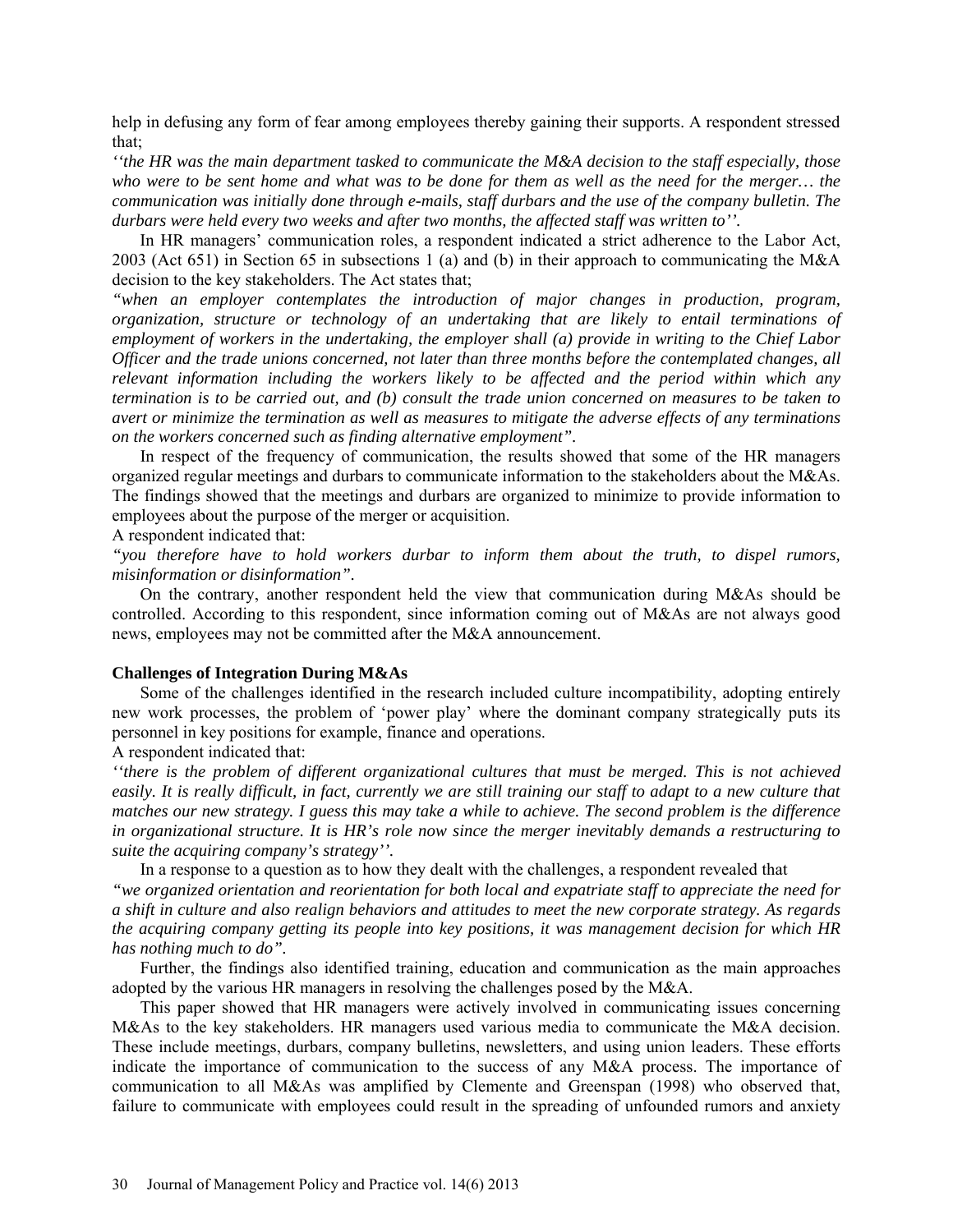help in defusing any form of fear among employees thereby gaining their supports. A respondent stressed that;

*''the HR was the main department tasked to communicate the M&A decision to the staff especially, those who were to be sent home and what was to be done for them as well as the need for the merger… the communication was initially done through e-mails, staff durbars and the use of the company bulletin. The durbars were held every two weeks and after two months, the affected staff was written to''.*

In HR managers' communication roles, a respondent indicated a strict adherence to the Labor Act, 2003 (Act 651) in Section 65 in subsections 1 (a) and (b) in their approach to communicating the M&A decision to the key stakeholders. The Act states that;

*"when an employer contemplates the introduction of major changes in production, program, organization, structure or technology of an undertaking that are likely to entail terminations of employment of workers in the undertaking, the employer shall (a) provide in writing to the Chief Labor Officer and the trade unions concerned, not later than three months before the contemplated changes, all relevant information including the workers likely to be affected and the period within which any termination is to be carried out, and (b) consult the trade union concerned on measures to be taken to avert or minimize the termination as well as measures to mitigate the adverse effects of any terminations on the workers concerned such as finding alternative employment".*

In respect of the frequency of communication, the results showed that some of the HR managers organized regular meetings and durbars to communicate information to the stakeholders about the M&As. The findings showed that the meetings and durbars are organized to minimize to provide information to employees about the purpose of the merger or acquisition.

A respondent indicated that:

*"you therefore have to hold workers durbar to inform them about the truth, to dispel rumors, misinformation or disinformation".*

On the contrary, another respondent held the view that communication during M&As should be controlled. According to this respondent, since information coming out of M&As are not always good news, employees may not be committed after the M&A announcement.

### Challenges of Integration During M&As

Some of the challenges identified in the research included culture incompatibility, adopting entirely new work processes, the problem of 'power play' where the dominant company strategically puts its personnel in key positions for example, finance and operations.

A respondent indicated that:

*''there is the problem of different organizational cultures that must be merged. This is not achieved easily. It is really difficult, in fact, currently we are still training our staff to adapt to a new culture that matches our new strategy. I guess this may take a while to achieve. The second problem is the difference in organizational structure. It is HR's role now since the merger inevitably demands a restructuring to suite the acquiring company's strategy''.*

In a response to a question as to how they dealt with the challenges, a respondent revealed that

*"we organized orientation and reorientation for both local and expatriate staff to appreciate the need for a shift in culture and also realign behaviors and attitudes to meet the new corporate strategy. As regards the acquiring company getting its people into key positions, it was management decision for which HR has nothing much to do".*

Further, the findings also identified training, education and communication as the main approaches adopted by the various HR managers in resolving the challenges posed by the M&A.

This paper showed that HR managers were actively involved in communicating issues concerning M&As to the key stakeholders. HR managers used various media to communicate the M&A decision. These include meetings, durbars, company bulletins, newsletters, and using union leaders. These efforts indicate the importance of communication to the success of any M&A process. The importance of communication to all M&As was amplified by Clemente and Greenspan (1998) who observed that, failure to communicate with employees could result in the spreading of unfounded rumors and anxiety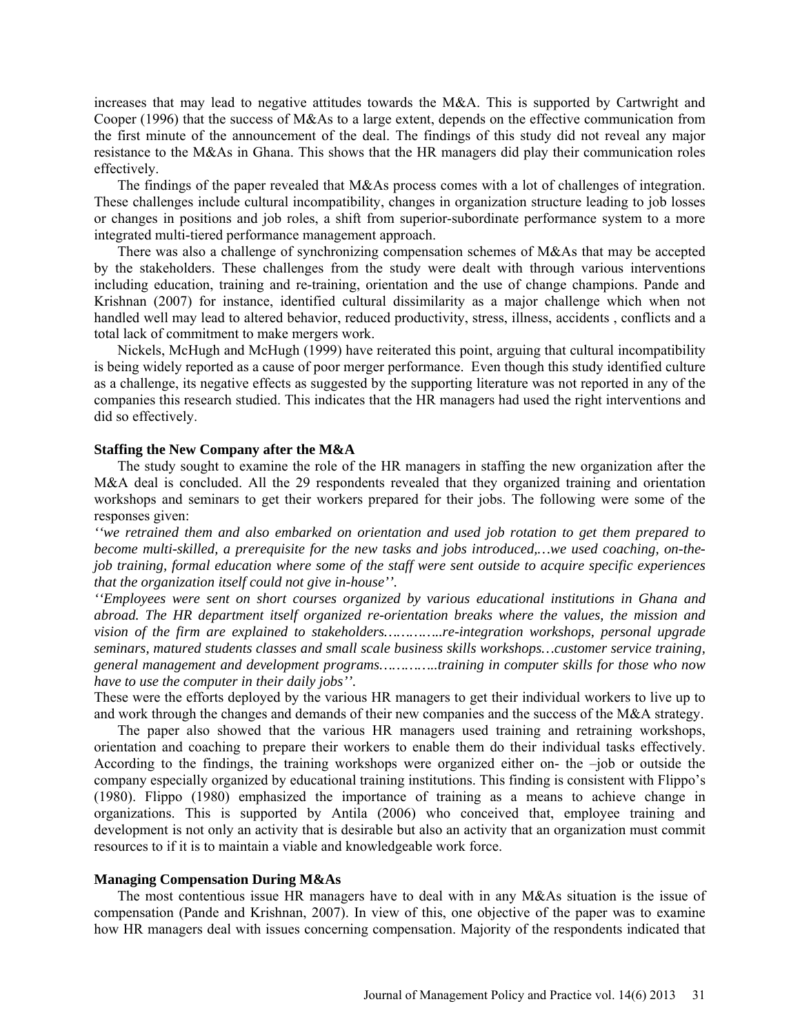increases that may lead to negative attitudes towards the M&A. This is supported by Cartwright and Cooper (1996) that the success of M&As to a large extent, depends on the effective communication from the first minute of the announcement of the deal. The findings of this study did not reveal any major resistance to the M&As in Ghana. This shows that the HR managers did play their communication roles effectively.

The findings of the paper revealed that M&As process comes with a lot of challenges of integration. These challenges include cultural incompatibility, changes in organization structure leading to job losses or changes in positions and job roles, a shift from superior-subordinate performance system to a more integrated multi-tiered performance management approach.

There was also a challenge of synchronizing compensation schemes of M&As that may be accepted by the stakeholders. These challenges from the study were dealt with through various interventions including education, training and re-training, orientation and the use of change champions. Pande and Krishnan (2007) for instance, identified cultural dissimilarity as a major challenge which when not handled well may lead to altered behavior, reduced productivity, stress, illness, accidents , conflicts and a total lack of commitment to make mergers work.

Nickels, McHugh and McHugh (1999) have reiterated this point, arguing that cultural incompatibility is being widely reported as a cause of poor merger performance. Even though this study identified culture as a challenge, its negative effects as suggested by the supporting literature was not reported in any of the companies this research studied. This indicates that the HR managers had used the right interventions and did so effectively.

**Staffing the New Company after the M&A**

The study sought to examine the role of the HR managers in staffing the new organization after the M&A deal is concluded. All the 29 respondents revealed that they organized training and orientation workshops and seminars to get their workers prepared for their jobs. The following were some of the responses given:

*''we retrained them and also embarked on orientation and used job rotation to get them prepared to become multi-skilled, a prerequisite for the new tasks and jobs introduced,…we used coaching, on-the-job training, formal education where some of the staff were sent outside to acquire specific experiences that the organization itself could not give in-house''.*

*''Employees were sent on short courses organized by various educational institutions in Ghana and abroad. The HR department itself organized re-orientation breaks where the values, the mission and vision of the firm are explained to stakeholders…………..re-integration workshops, personal upgrade seminars, matured students classes and small scale business skills workshops…customer service training, general management and development programs…………..training in computer skills for those who now have to use the computer in their daily jobs''.*

These were the efforts deployed by the various HR managers to get their individual workers to live up to and work through the changes and demands of their new companies and the success of the M&A strategy.

The paper also showed that the various HR managers used training and retraining workshops, orientation and coaching to prepare their workers to enable them do their individual tasks effectively. According to the findings, the training workshops were organized either on- the –job or outside the company especially organized by educational training institutions. This finding is consistent with Flippo's (1980). Flippo (1980) emphasized the importance of training as a means to achieve change in organizations. This is supported by Antila (2006) who conceived that, employee training and development is not only an activity that is desirable but also an activity that an organization must commit resources to if it is to maintain a viable and knowledgeable work force.

**Managing Compensation During M&As**

The most contentious issue HR managers have to deal with in any M&As situation is the issue of compensation (Pande and Krishnan, 2007). In view of this, one objective of the paper was to examine how HR managers deal with issues concerning compensation. Majority of the respondents indicated that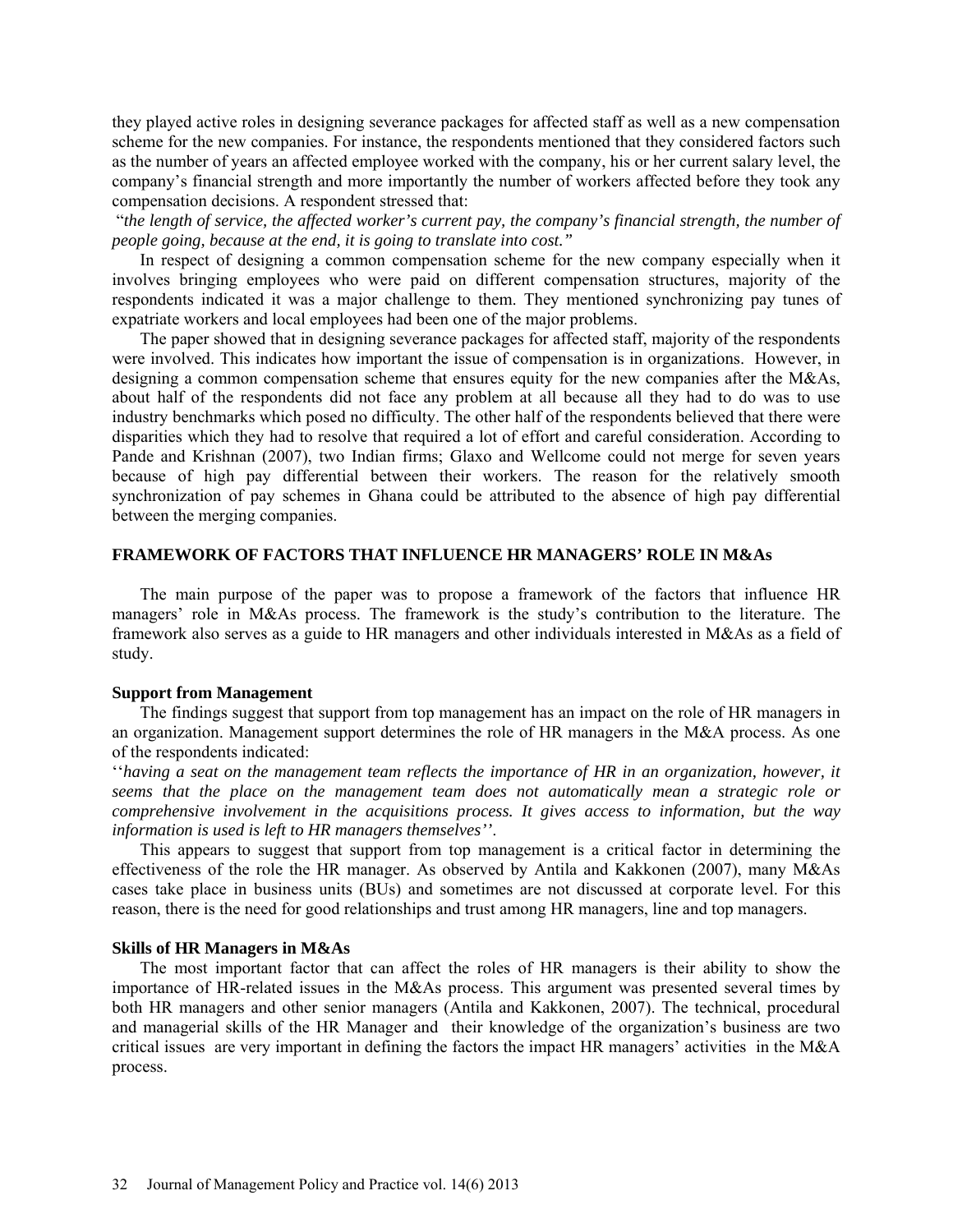they played active roles in designing severance packages for affected staff as well as a new compensation scheme for the new companies. For instance, the respondents mentioned that they considered factors such as the number of years an affected employee worked with the company, his or her current salary level, the company's financial strength and more importantly the number of workers affected before they took any compensation decisions. A respondent stressed that:

"*the length of service, the affected worker's current pay, the company's financial strength, the number of people going, because at the end, it is going to translate into cost."*

In respect of designing a common compensation scheme for the new company especially when it involves bringing employees who were paid on different compensation structures, majority of the respondents indicated it was a major challenge to them. They mentioned synchronizing pay tunes of expatriate workers and local employees had been one of the major problems.

The paper showed that in designing severance packages for affected staff, majority of the respondents were involved. This indicates how important the issue of compensation is in organizations. However, in designing a common compensation scheme that ensures equity for the new companies after the M&As, about half of the respondents did not face any problem at all because all they had to do was to use industry benchmarks which posed no difficulty. The other half of the respondents believed that there were disparities which they had to resolve that required a lot of effort and careful consideration. According to Pande and Krishnan (2007), two Indian firms; Glaxo and Wellcome could not merge for seven years because of high pay differential between their workers. The reason for the relatively smooth synchronization of pay schemes in Ghana could be attributed to the absence of high pay differential between the merging companies.

## FRAMEWORK OF FACTORS THAT INFLUENCE HR MANAGERS' ROLE IN M&As

The main purpose of the paper was to propose a framework of the factors that influence HR managers' role in M&As process. The framework is the study's contribution to the literature. The framework also serves as a guide to HR managers and other individuals interested in M&As as a field of study.

### Support from Management

The findings suggest that support from top management has an impact on the role of HR managers in an organization. Management support determines the role of HR managers in the M&A process. As one of the respondents indicated:

''*having a seat on the management team reflects the importance of HR in an organization, however, it seems that the place on the management team does not automatically mean a strategic role or comprehensive involvement in the acquisitions process. It gives access to information, but the way information is used is left to HR managers themselves''*.

This appears to suggest that support from top management is a critical factor in determining the effectiveness of the role the HR manager. As observed by Antila and Kakkonen (2007), many M&As cases take place in business units (BUs) and sometimes are not discussed at corporate level. For this reason, there is the need for good relationships and trust among HR managers, line and top managers.

### Skills of HR Managers in M&As

The most important factor that can affect the roles of HR managers is their ability to show the importance of HR-related issues in the M&As process. This argument was presented several times by both HR managers and other senior managers (Antila and Kakkonen, 2007). The technical, procedural and managerial skills of the HR Manager and their knowledge of the organization's business are two critical issues are very important in defining the factors the impact HR managers' activities in the M&A process.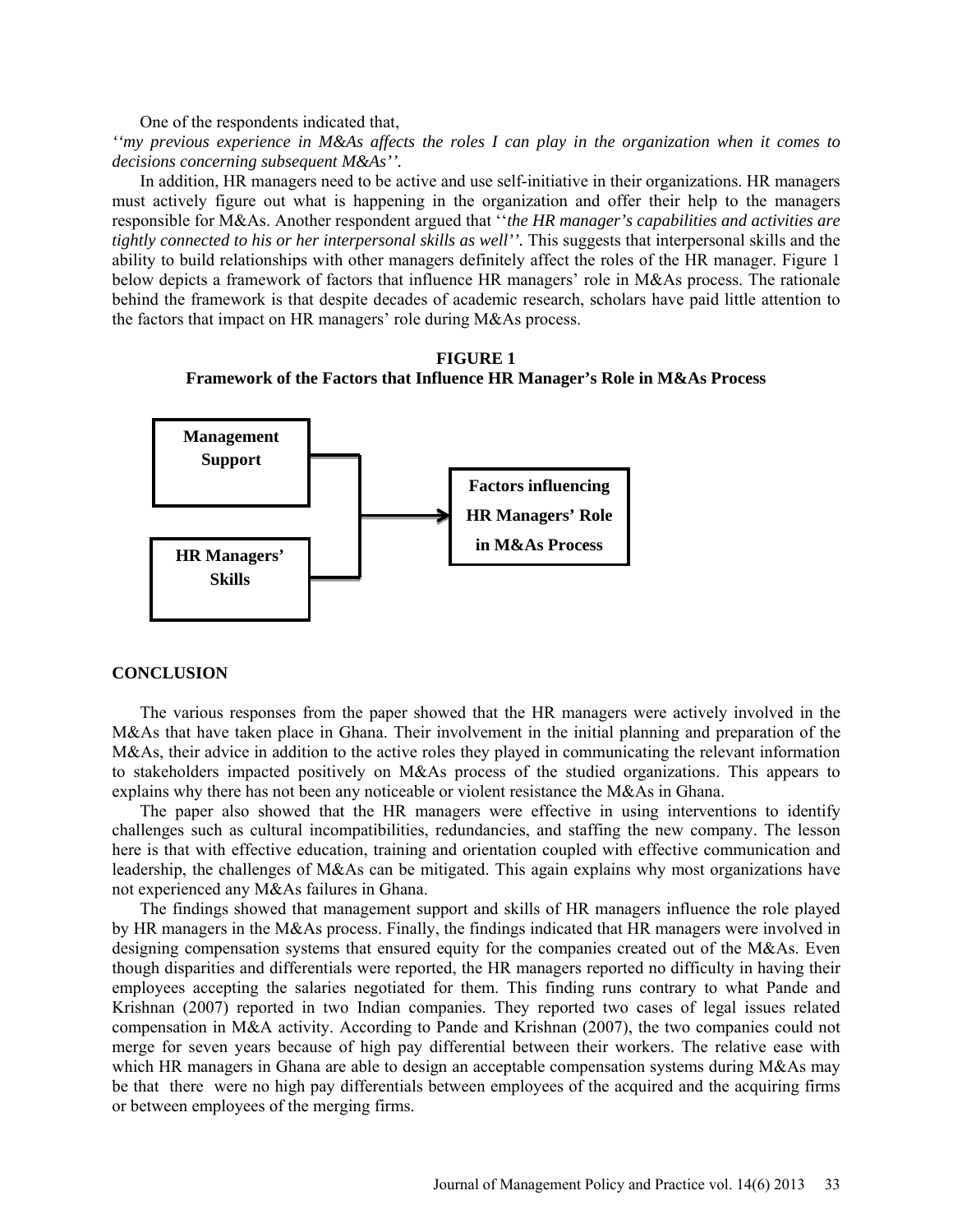One of the respondents indicated that,

*''my previous experience in M&As affects the roles I can play in the organization when it comes to decisions concerning subsequent M&As''.*

In addition, HR managers need to be active and use self-initiative in their organizations. HR managers must actively figure out what is happening in the organization and offer their help to the managers responsible for M&As. Another respondent argued that ''*the HR manager's capabilities and activities are tightly connected to his or her interpersonal skills as well''.* This suggests that interpersonal skills and the ability to build relationships with other managers definitely affect the roles of the HR manager. Figure 1 below depicts a framework of factors that influence HR managers' role in M&As process. The rationale behind the framework is that despite decades of academic research, scholars have paid little attention to the factors that impact on HR managers' role during M&As process.

**FIGURE 1**
**Framework of the Factors that Influence HR Manager's Role in M&As Process**

**Management Support**

**HR Managers' Skills**

**Factors influencing HR Managers' Role in M&As Process**

## CONCLUSION

The various responses from the paper showed that the HR managers were actively involved in the M&As that have taken place in Ghana. Their involvement in the initial planning and preparation of the M&As, their advice in addition to the active roles they played in communicating the relevant information to stakeholders impacted positively on M&As process of the studied organizations. This appears to explains why there has not been any noticeable or violent resistance the M&As in Ghana.

The paper also showed that the HR managers were effective in using interventions to identify challenges such as cultural incompatibilities, redundancies, and staffing the new company. The lesson here is that with effective education, training and orientation coupled with effective communication and leadership, the challenges of M&As can be mitigated. This again explains why most organizations have not experienced any M&As failures in Ghana.

The findings showed that management support and skills of HR managers influence the role played by HR managers in the M&As process. Finally, the findings indicated that HR managers were involved in designing compensation systems that ensured equity for the companies created out of the M&As. Even though disparities and differentials were reported, the HR managers reported no difficulty in having their employees accepting the salaries negotiated for them. This finding runs contrary to what Pande and Krishnan (2007) reported in two Indian companies. They reported two cases of legal issues related compensation in M&A activity. According to Pande and Krishnan (2007), the two companies could not merge for seven years because of high pay differential between their workers. The relative ease with which HR managers in Ghana are able to design an acceptable compensation systems during M&As may be that there were no high pay differentials between employees of the acquired and the acquiring firms or between employees of the merging firms.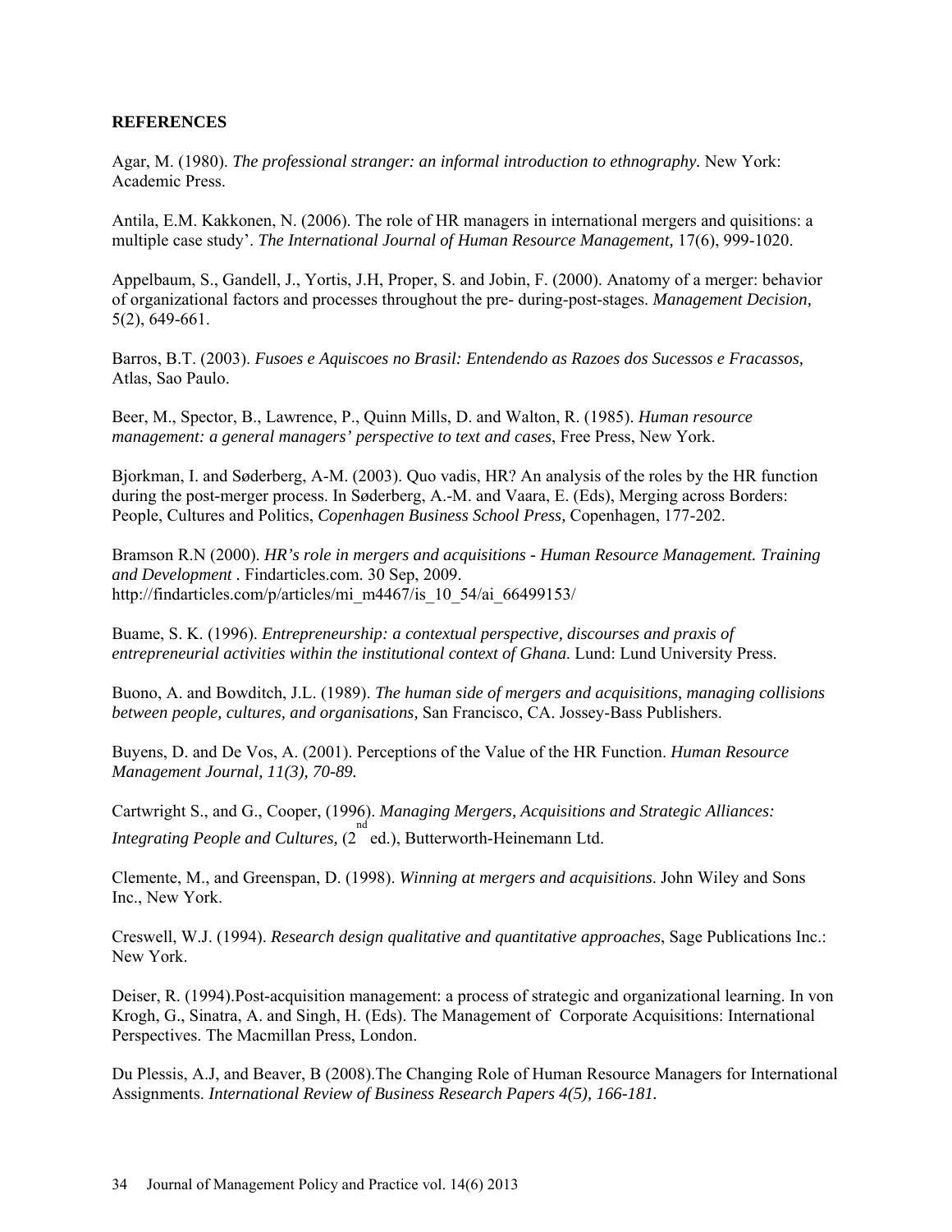**REFERENCES**

Agar, M. (1980). *The professional stranger: an informal introduction to ethnography.* New York: Academic Press.

Antila, E.M. Kakkonen, N. (2006). The role of HR managers in international mergers and quisitions: a multiple case study'. *The International Journal of Human Resource Management,* 17(6), 999-1020.

Appelbaum, S., Gandell, J., Yortis, J.H, Proper, S. and Jobin, F. (2000). Anatomy of a merger: behavior of organizational factors and processes throughout the pre- during-post-stages. *Management Decision,* 5(2), 649-661.

Barros, B.T. (2003). *Fusoes e Aquiscoes no Brasil: Entendendo as Razoes dos Sucessos e Fracassos,* Atlas, Sao Paulo.

Beer, M., Spector, B., Lawrence, P., Quinn Mills, D. and Walton, R. (1985). *Human resource management: a general managers' perspective to text and cases*, Free Press, New York.

Bjorkman, I. and Søderberg, A-M. (2003). Quo vadis, HR? An analysis of the roles by the HR function during the post-merger process. In Søderberg, A.-M. and Vaara, E. (Eds), Merging across Borders: People, Cultures and Politics, *Copenhagen Business School Press,* Copenhagen, 177-202.

Bramson R.N (2000). *HR's role in mergers and acquisitions - Human Resource Management. Training and Development* . Findarticles.com. 30 Sep, 2009. http://findarticles.com/p/articles/mi_m4467/is_10_54/ai_66499153/

Buame, S. K. (1996). *Entrepreneurship: a contextual perspective, discourses and praxis of entrepreneurial activities within the institutional context of Ghana.* Lund: Lund University Press.

Buono, A. and Bowditch, J.L. (1989). *The human side of mergers and acquisitions, managing collisions between people, cultures, and organisations,* San Francisco, CA. Jossey-Bass Publishers.

Buyens, D. and De Vos, A. (2001). Perceptions of the Value of the HR Function. *Human Resource Management Journal, 11(3), 70-89.*

Cartwright S., and G., Cooper, (1996). *Managing Mergers, Acquisitions and Strategic Alliances: Integrating People and Cultures,* (2nd ed.), Butterworth-Heinemann Ltd.

Clemente, M., and Greenspan, D. (1998). *Winning at mergers and acquisitions*. John Wiley and Sons Inc., New York.

Creswell, W.J. (1994). *Research design qualitative and quantitative approaches*, Sage Publications Inc.: New York.

Deiser, R. (1994).Post-acquisition management: a process of strategic and organizational learning. In von Krogh, G., Sinatra, A. and Singh, H. (Eds). The Management of Corporate Acquisitions: International Perspectives. The Macmillan Press, London.

Du Plessis, A.J, and Beaver, B (2008).The Changing Role of Human Resource Managers for International Assignments. *International Review of Business Research Papers 4(5), 166-181.*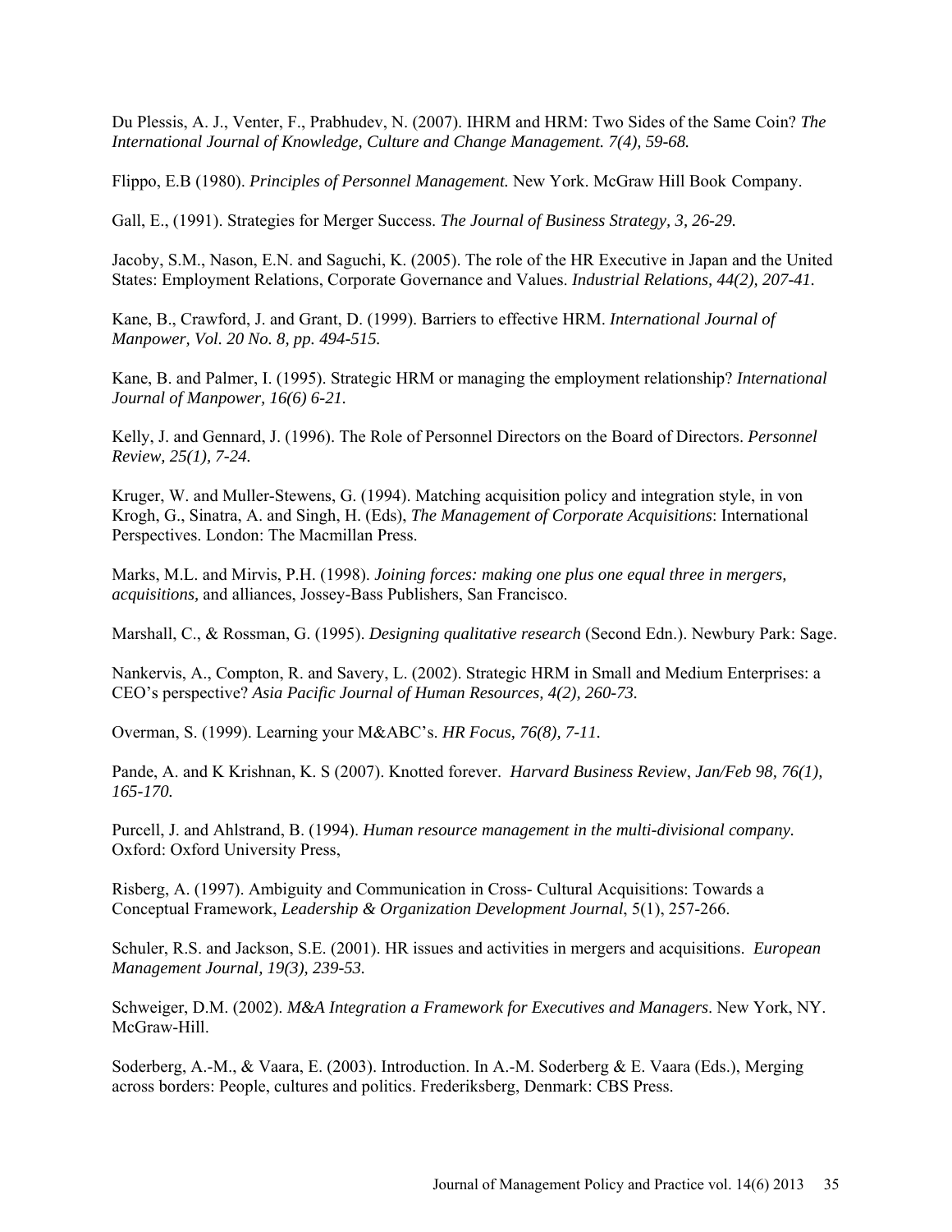Du Plessis, A. J., Venter, F., Prabhudev, N. (2007). IHRM and HRM: Two Sides of the Same Coin? *The International Journal of Knowledge, Culture and Change Management. 7(4), 59-68.*

Flippo, E.B (1980). *Principles of Personnel Management.* New York. McGraw Hill Book Company.

Gall, E., (1991). Strategies for Merger Success. *The Journal of Business Strategy, 3, 26-29.*

Jacoby, S.M., Nason, E.N. and Saguchi, K. (2005). The role of the HR Executive in Japan and the United States: Employment Relations, Corporate Governance and Values. *Industrial Relations, 44(2), 207-41.*

Kane, B., Crawford, J. and Grant, D. (1999). Barriers to effective HRM. *International Journal of Manpower, Vol. 20 No. 8, pp. 494-515.*

Kane, B. and Palmer, I. (1995). Strategic HRM or managing the employment relationship? *International Journal of Manpower, 16(6) 6-21.*

Kelly, J. and Gennard, J. (1996). The Role of Personnel Directors on the Board of Directors. *Personnel Review, 25(1), 7-24.*

Kruger, W. and Muller-Stewens, G. (1994). Matching acquisition policy and integration style, in von Krogh, G., Sinatra, A. and Singh, H. (Eds), *The Management of Corporate Acquisitions*: International Perspectives. London: The Macmillan Press.

Marks, M.L. and Mirvis, P.H. (1998). *Joining forces: making one plus one equal three in mergers, acquisitions,* and alliances, Jossey-Bass Publishers, San Francisco.

Marshall, C., & Rossman, G. (1995). *Designing qualitative research* (Second Edn.). Newbury Park: Sage.

Nankervis, A., Compton, R. and Savery, L. (2002). Strategic HRM in Small and Medium Enterprises: a CEO's perspective? *Asia Pacific Journal of Human Resources, 4(2), 260-73.*

Overman, S. (1999). Learning your M&ABC's. *HR Focus, 76(8), 7-11.*

Pande, A. and K Krishnan, K. S (2007). Knotted forever. *Harvard Business Review*, *Jan/Feb 98, 76(1), 165-170.*

Purcell, J. and Ahlstrand, B. (1994). *Human resource management in the multi-divisional company.* Oxford: Oxford University Press,

Risberg, A. (1997). Ambiguity and Communication in Cross- Cultural Acquisitions: Towards a Conceptual Framework, *Leadership & Organization Development Journal*, 5(1), 257-266.

Schuler, R.S. and Jackson, S.E. (2001). HR issues and activities in mergers and acquisitions. *European Management Journal, 19(3), 239-53.*

Schweiger, D.M. (2002). *M&A Integration a Framework for Executives and Managers*. New York, NY. McGraw-Hill.

Soderberg, A.-M., & Vaara, E. (2003). Introduction. In A.-M. Soderberg & E. Vaara (Eds.), Merging across borders: People, cultures and politics. Frederiksberg, Denmark: CBS Press.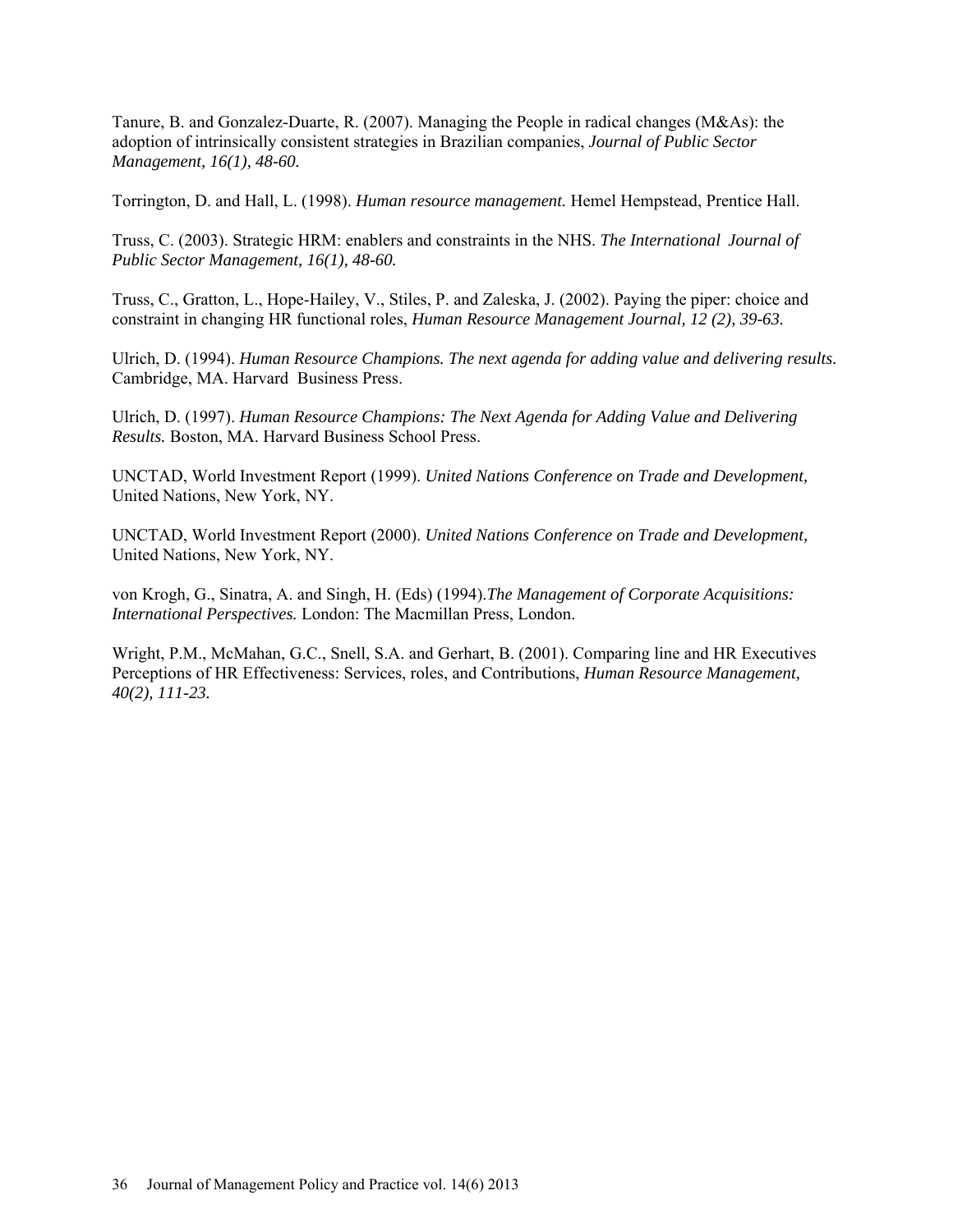Tanure, B. and Gonzalez-Duarte, R. (2007). Managing the People in radical changes (M&As): the adoption of intrinsically consistent strategies in Brazilian companies, *Journal of Public Sector Management, 16(1), 48-60.*

Torrington, D. and Hall, L. (1998). *Human resource management.* Hemel Hempstead, Prentice Hall.

Truss, C. (2003). Strategic HRM: enablers and constraints in the NHS. *The International Journal of Public Sector Management, 16(1), 48-60.*

Truss, C., Gratton, L., Hope-Hailey, V., Stiles, P. and Zaleska, J. (2002). Paying the piper: choice and constraint in changing HR functional roles, *Human Resource Management Journal, 12 (2), 39-63.*

Ulrich, D. (1994). *Human Resource Champions. The next agenda for adding value and delivering results.* Cambridge, MA. Harvard Business Press.

Ulrich, D. (1997). *Human Resource Champions: The Next Agenda for Adding Value and Delivering Results.* Boston, MA. Harvard Business School Press.

UNCTAD, World Investment Report (1999). *United Nations Conference on Trade and Development,* United Nations, New York, NY.

UNCTAD, World Investment Report (2000). *United Nations Conference on Trade and Development,* United Nations, New York, NY.

von Krogh, G., Sinatra, A. and Singh, H. (Eds) (1994).*The Management of Corporate Acquisitions: International Perspectives.* London: The Macmillan Press, London.

Wright, P.M., McMahan, G.C., Snell, S.A. and Gerhart, B. (2001). Comparing line and HR Executives Perceptions of HR Effectiveness: Services, roles, and Contributions, *Human Resource Management, 40(2), 111-23.*